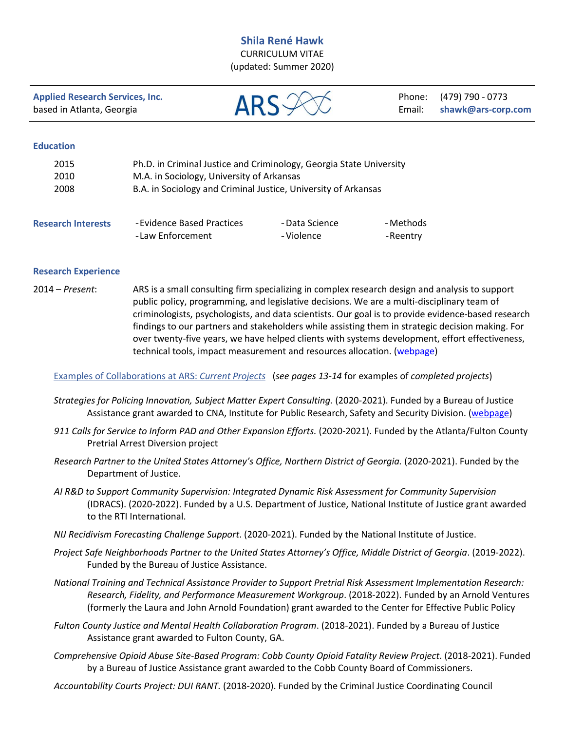# Shila René Hawk

CURRICULUM VITAE

(updated: Summer 2020)

**Applied Research Services, Inc.**
based in Atlanta, Georgia

ARS

Phone: (479) 790 - 0773
Email: **shawk@ars-corp.com**

## Education

| | |
|---|---|
| 2015 | Ph.D. in Criminal Justice and Criminology, Georgia State University |
| 2010 | M.A. in Sociology, University of Arkansas |
| 2008 | B.A. in Sociology and Criminal Justice, University of Arkansas |

## Research Interests

- Evidence Based Practices
- Law Enforcement
- Data Science
- Violence
- Methods
- Reentry

## Research Experience

2014 – *Present*: ARS is a small consulting firm specializing in complex research design and analysis to support public policy, programming, and legislative decisions. We are a multi-disciplinary team of criminologists, psychologists, and data scientists. Our goal is to provide evidence-based research findings to our partners and stakeholders while assisting them in strategic decision making. For over twenty-five years, we have helped clients with systems development, effort effectiveness, technical tools, impact measurement and resources allocation. (webpage)

### Examples of Collaborations at ARS: *Current Projects* (*see pages 13-14* for examples of *completed projects*)

*Strategies for Policing Innovation, Subject Matter Expert Consulting.* (2020-2021). Funded by a Bureau of Justice Assistance grant awarded to CNA, Institute for Public Research, Safety and Security Division. (webpage)

*911 Calls for Service to Inform PAD and Other Expansion Efforts.* (2020-2021). Funded by the Atlanta/Fulton County Pretrial Arrest Diversion project

*Research Partner to the United States Attorney's Office, Northern District of Georgia.* (2020-2021). Funded by the Department of Justice.

*AI R&D to Support Community Supervision: Integrated Dynamic Risk Assessment for Community Supervision* (IDRACS). (2020-2022). Funded by a U.S. Department of Justice, National Institute of Justice grant awarded to the RTI International.

*NIJ Recidivism Forecasting Challenge Support*. (2020-2021). Funded by the National Institute of Justice.

*Project Safe Neighborhoods Partner to the United States Attorney's Office, Middle District of Georgia*. (2019-2022). Funded by the Bureau of Justice Assistance.

*National Training and Technical Assistance Provider to Support Pretrial Risk Assessment Implementation Research: Research, Fidelity, and Performance Measurement Workgroup*. (2018-2022). Funded by an Arnold Ventures (formerly the Laura and John Arnold Foundation) grant awarded to the Center for Effective Public Policy

*Fulton County Justice and Mental Health Collaboration Program*. (2018-2021). Funded by a Bureau of Justice Assistance grant awarded to Fulton County, GA.

*Comprehensive Opioid Abuse Site-Based Program: Cobb County Opioid Fatality Review Project*. (2018-2021). Funded by a Bureau of Justice Assistance grant awarded to the Cobb County Board of Commissioners.

*Accountability Courts Project: DUI RANT.* (2018-2020). Funded by the Criminal Justice Coordinating Council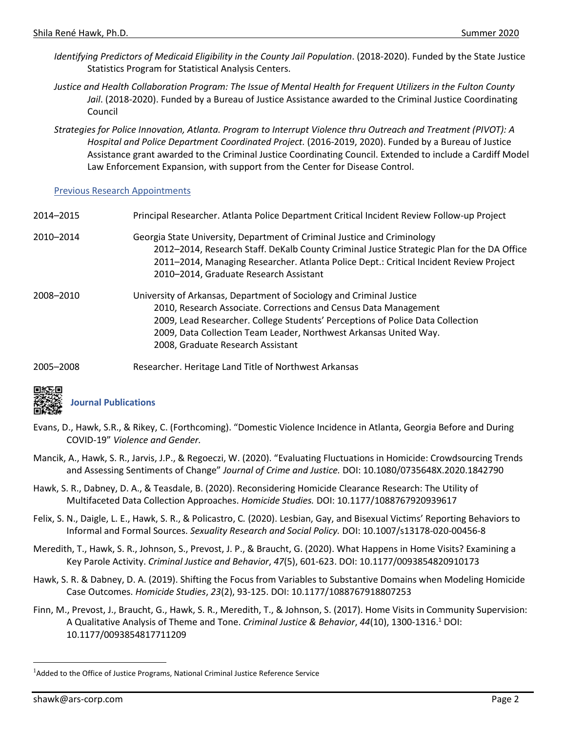*Identifying Predictors of Medicaid Eligibility in the County Jail Population*. (2018-2020). Funded by the State Justice Statistics Program for Statistical Analysis Centers.

*Justice and Health Collaboration Program: The Issue of Mental Health for Frequent Utilizers in the Fulton County Jail*. (2018-2020). Funded by a Bureau of Justice Assistance awarded to the Criminal Justice Coordinating Council

*Strategies for Police Innovation, Atlanta. Program to Interrupt Violence thru Outreach and Treatment (PIVOT): A Hospital and Police Department Coordinated Project.* (2016-2019, 2020). Funded by a Bureau of Justice Assistance grant awarded to the Criminal Justice Coordinating Council. Extended to include a Cardiff Model Law Enforcement Expansion, with support from the Center for Disease Control.

### Previous Research Appointments

2014–2015 Principal Researcher. Atlanta Police Department Critical Incident Review Follow-up Project

2010–2014 Georgia State University, Department of Criminal Justice and Criminology
- 2012–2014, Research Staff. DeKalb County Criminal Justice Strategic Plan for the DA Office
- 2011–2014, Managing Researcher. Atlanta Police Dept.: Critical Incident Review Project
- 2010–2014, Graduate Research Assistant

2008–2010 University of Arkansas, Department of Sociology and Criminal Justice
- 2010, Research Associate. Corrections and Census Data Management
- 2009, Lead Researcher. College Students' Perceptions of Police Data Collection
- 2009, Data Collection Team Leader, Northwest Arkansas United Way.
- 2008, Graduate Research Assistant

2005–2008 Researcher. Heritage Land Title of Northwest Arkansas

## Journal Publications

Evans, D., Hawk, S.R., & Rikey, C. (Forthcoming). "Domestic Violence Incidence in Atlanta, Georgia Before and During COVID-19" *Violence and Gender.*

Mancik, A., Hawk, S. R., Jarvis, J.P., & Regoeczi, W. (2020). "Evaluating Fluctuations in Homicide: Crowdsourcing Trends and Assessing Sentiments of Change" *Journal of Crime and Justice.* DOI: 10.1080/0735648X.2020.1842790

Hawk, S. R., Dabney, D. A., & Teasdale, B. (2020). Reconsidering Homicide Clearance Research: The Utility of Multifaceted Data Collection Approaches. *Homicide Studies.* DOI: 10.1177/1088767920939617

Felix, S. N., Daigle, L. E., Hawk, S. R., & Policastro, C. (2020). Lesbian, Gay, and Bisexual Victims' Reporting Behaviors to Informal and Formal Sources. *Sexuality Research and Social Policy.* DOI: 10.1007/s13178-020-00456-8

Meredith, T., Hawk, S. R., Johnson, S., Prevost, J. P., & Braucht, G. (2020). What Happens in Home Visits? Examining a Key Parole Activity. *Criminal Justice and Behavior*, *47*(5), 601-623. DOI: 10.1177/0093854820910173

Hawk, S. R. & Dabney, D. A. (2019). Shifting the Focus from Variables to Substantive Domains when Modeling Homicide Case Outcomes. *Homicide Studies*, *23*(2), 93-125. DOI: 10.1177/1088767918807253

Finn, M., Prevost, J., Braucht, G., Hawk, S. R., Meredith, T., & Johnson, S. (2017). Home Visits in Community Supervision: A Qualitative Analysis of Theme and Tone. *Criminal Justice & Behavior*, *44*(10), 1300-1316.[1] DOI: 10.1177/0093854817711209

---

[1] Added to the Office of Justice Programs, National Criminal Justice Reference Service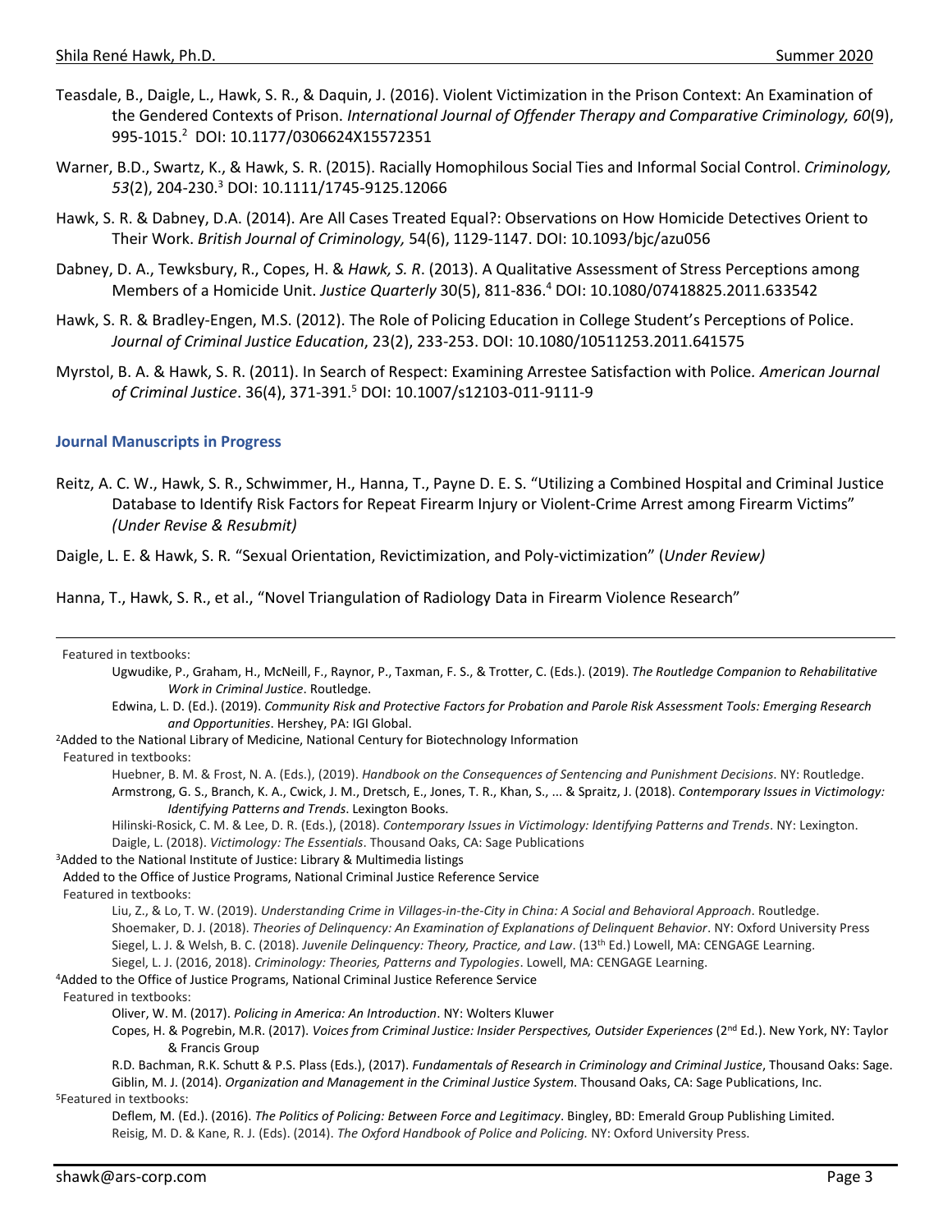Teasdale, B., Daigle, L., Hawk, S. R., & Daquin, J. (2016). Violent Victimization in the Prison Context: An Examination of the Gendered Contexts of Prison. *International Journal of Offender Therapy and Comparative Criminology, 60*(9), 995-1015.[2] DOI: 10.1177/0306624X15572351

Warner, B.D., Swartz, K., & Hawk, S. R. (2015). Racially Homophilous Social Ties and Informal Social Control. *Criminology, 53*(2), 204-230.[3] DOI: 10.1111/1745-9125.12066

Hawk, S. R. & Dabney, D.A. (2014). Are All Cases Treated Equal?: Observations on How Homicide Detectives Orient to Their Work. *British Journal of Criminology,* 54(6), 1129-1147. DOI: 10.1093/bjc/azu056

Dabney, D. A., Tewksbury, R., Copes, H. & *Hawk, S. R*. (2013). A Qualitative Assessment of Stress Perceptions among Members of a Homicide Unit. *Justice Quarterly* 30(5), 811-836.[4] DOI: 10.1080/07418825.2011.633542

Hawk, S. R. & Bradley-Engen, M.S. (2012). The Role of Policing Education in College Student's Perceptions of Police. *Journal of Criminal Justice Education*, 23(2), 233-253. DOI: 10.1080/10511253.2011.641575

Myrstol, B. A. & Hawk, S. R. (2011). In Search of Respect: Examining Arrestee Satisfaction with Police. *American Journal of Criminal Justice*. 36(4), 371-391.[5] DOI: 10.1007/s12103-011-9111-9

### Journal Manuscripts in Progress

Reitz, A. C. W., Hawk, S. R., Schwimmer, H., Hanna, T., Payne D. E. S. "Utilizing a Combined Hospital and Criminal Justice Database to Identify Risk Factors for Repeat Firearm Injury or Violent-Crime Arrest among Firearm Victims" *(Under Revise & Resubmit)*

Daigle, L. E. & Hawk, S. R. "Sexual Orientation, Revictimization, and Poly-victimization" (*Under Review)*

Hanna, T., Hawk, S. R., et al., "Novel Triangulation of Radiology Data in Firearm Violence Research"

---

Featured in textbooks:
- Ugwudike, P., Graham, H., McNeill, F., Raynor, P., Taxman, F. S., & Trotter, C. (Eds.). (2019). *The Routledge Companion to Rehabilitative Work in Criminal Justice*. Routledge.
- Edwina, L. D. (Ed.). (2019). *Community Risk and Protective Factors for Probation and Parole Risk Assessment Tools: Emerging Research and Opportunities*. Hershey, PA: IGI Global.

[2]Added to the National Library of Medicine, National Century for Biotechnology Information
Featured in textbooks:
- Huebner, B. M. & Frost, N. A. (Eds.), (2019). *Handbook on the Consequences of Sentencing and Punishment Decisions*. NY: Routledge.
- Armstrong, G. S., Branch, K. A., Cwick, J. M., Dretsch, E., Jones, T. R., Khan, S., ... & Spraitz, J. (2018). *Contemporary Issues in Victimology: Identifying Patterns and Trends*. Lexington Books.
- Hilinski-Rosick, C. M. & Lee, D. R. (Eds.), (2018). *Contemporary Issues in Victimology: Identifying Patterns and Trends*. NY: Lexington.
- Daigle, L. (2018). *Victimology: The Essentials*. Thousand Oaks, CA: Sage Publications

[3]Added to the National Institute of Justice: Library & Multimedia listings
Added to the Office of Justice Programs, National Criminal Justice Reference Service
Featured in textbooks:
- Liu, Z., & Lo, T. W. (2019). *Understanding Crime in Villages-in-the-City in China: A Social and Behavioral Approach*. Routledge.
- Shoemaker, D. J. (2018). *Theories of Delinquency: An Examination of Explanations of Delinquent Behavior*. NY: Oxford University Press
- Siegel, L. J. & Welsh, B. C. (2018). *Juvenile Delinquency: Theory, Practice, and Law*. (13th Ed.) Lowell, MA: CENGAGE Learning.
- Siegel, L. J. (2016, 2018). *Criminology: Theories, Patterns and Typologies*. Lowell, MA: CENGAGE Learning.

[4]Added to the Office of Justice Programs, National Criminal Justice Reference Service
Featured in textbooks:
- Oliver, W. M. (2017). *Policing in America: An Introduction*. NY: Wolters Kluwer
- Copes, H. & Pogrebin, M.R. (2017). *Voices from Criminal Justice: Insider Perspectives, Outsider Experiences* (2nd Ed.). New York, NY: Taylor & Francis Group
- R.D. Bachman, R.K. Schutt & P.S. Plass (Eds.), (2017). *Fundamentals of Research in Criminology and Criminal Justice*, Thousand Oaks: Sage.
- Giblin, M. J. (2014). *Organization and Management in the Criminal Justice System*. Thousand Oaks, CA: Sage Publications, Inc.

[5]Featured in textbooks:
- Deflem, M. (Ed.). (2016). *The Politics of Policing: Between Force and Legitimacy*. Bingley, BD: Emerald Group Publishing Limited.
- Reisig, M. D. & Kane, R. J. (Eds). (2014). *The Oxford Handbook of Police and Policing.* NY: Oxford University Press.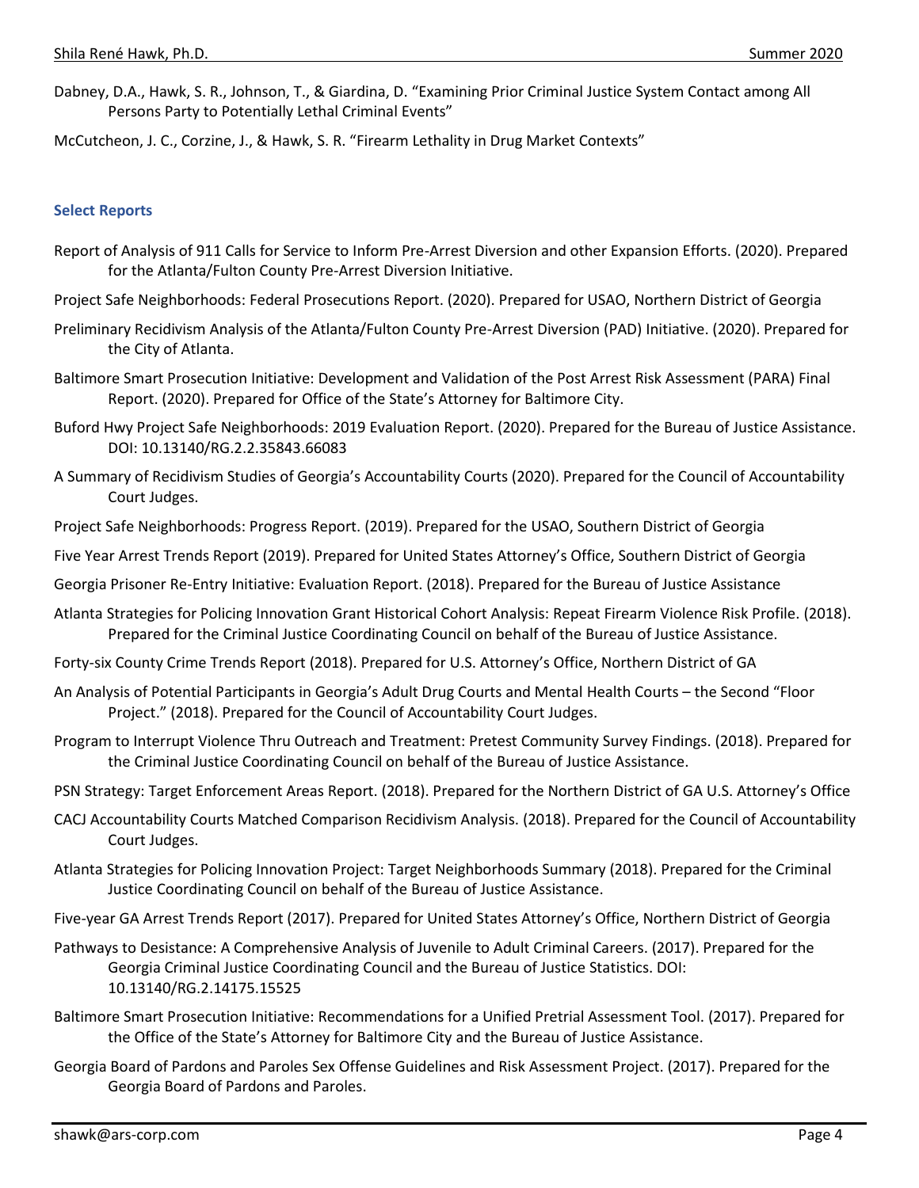Dabney, D.A., Hawk, S. R., Johnson, T., & Giardina, D. "Examining Prior Criminal Justice System Contact among All Persons Party to Potentially Lethal Criminal Events"

McCutcheon, J. C., Corzine, J., & Hawk, S. R. "Firearm Lethality in Drug Market Contexts"

### Select Reports

Report of Analysis of 911 Calls for Service to Inform Pre-Arrest Diversion and other Expansion Efforts. (2020). Prepared for the Atlanta/Fulton County Pre-Arrest Diversion Initiative.

Project Safe Neighborhoods: Federal Prosecutions Report. (2020). Prepared for USAO, Northern District of Georgia

Preliminary Recidivism Analysis of the Atlanta/Fulton County Pre-Arrest Diversion (PAD) Initiative. (2020). Prepared for the City of Atlanta.

Baltimore Smart Prosecution Initiative: Development and Validation of the Post Arrest Risk Assessment (PARA) Final Report. (2020). Prepared for Office of the State's Attorney for Baltimore City.

Buford Hwy Project Safe Neighborhoods: 2019 Evaluation Report. (2020). Prepared for the Bureau of Justice Assistance. DOI: 10.13140/RG.2.2.35843.66083

A Summary of Recidivism Studies of Georgia's Accountability Courts (2020). Prepared for the Council of Accountability Court Judges.

Project Safe Neighborhoods: Progress Report. (2019). Prepared for the USAO, Southern District of Georgia

Five Year Arrest Trends Report (2019). Prepared for United States Attorney's Office, Southern District of Georgia

Georgia Prisoner Re-Entry Initiative: Evaluation Report. (2018). Prepared for the Bureau of Justice Assistance

Atlanta Strategies for Policing Innovation Grant Historical Cohort Analysis: Repeat Firearm Violence Risk Profile. (2018). Prepared for the Criminal Justice Coordinating Council on behalf of the Bureau of Justice Assistance.

Forty-six County Crime Trends Report (2018). Prepared for U.S. Attorney's Office, Northern District of GA

An Analysis of Potential Participants in Georgia's Adult Drug Courts and Mental Health Courts – the Second "Floor Project." (2018). Prepared for the Council of Accountability Court Judges.

Program to Interrupt Violence Thru Outreach and Treatment: Pretest Community Survey Findings. (2018). Prepared for the Criminal Justice Coordinating Council on behalf of the Bureau of Justice Assistance.

PSN Strategy: Target Enforcement Areas Report. (2018). Prepared for the Northern District of GA U.S. Attorney's Office

CACJ Accountability Courts Matched Comparison Recidivism Analysis. (2018). Prepared for the Council of Accountability Court Judges.

Atlanta Strategies for Policing Innovation Project: Target Neighborhoods Summary (2018). Prepared for the Criminal Justice Coordinating Council on behalf of the Bureau of Justice Assistance.

Five-year GA Arrest Trends Report (2017). Prepared for United States Attorney's Office, Northern District of Georgia

Pathways to Desistance: A Comprehensive Analysis of Juvenile to Adult Criminal Careers. (2017). Prepared for the Georgia Criminal Justice Coordinating Council and the Bureau of Justice Statistics. DOI: 10.13140/RG.2.14175.15525

Baltimore Smart Prosecution Initiative: Recommendations for a Unified Pretrial Assessment Tool. (2017). Prepared for the Office of the State's Attorney for Baltimore City and the Bureau of Justice Assistance.

Georgia Board of Pardons and Paroles Sex Offense Guidelines and Risk Assessment Project. (2017). Prepared for the Georgia Board of Pardons and Paroles.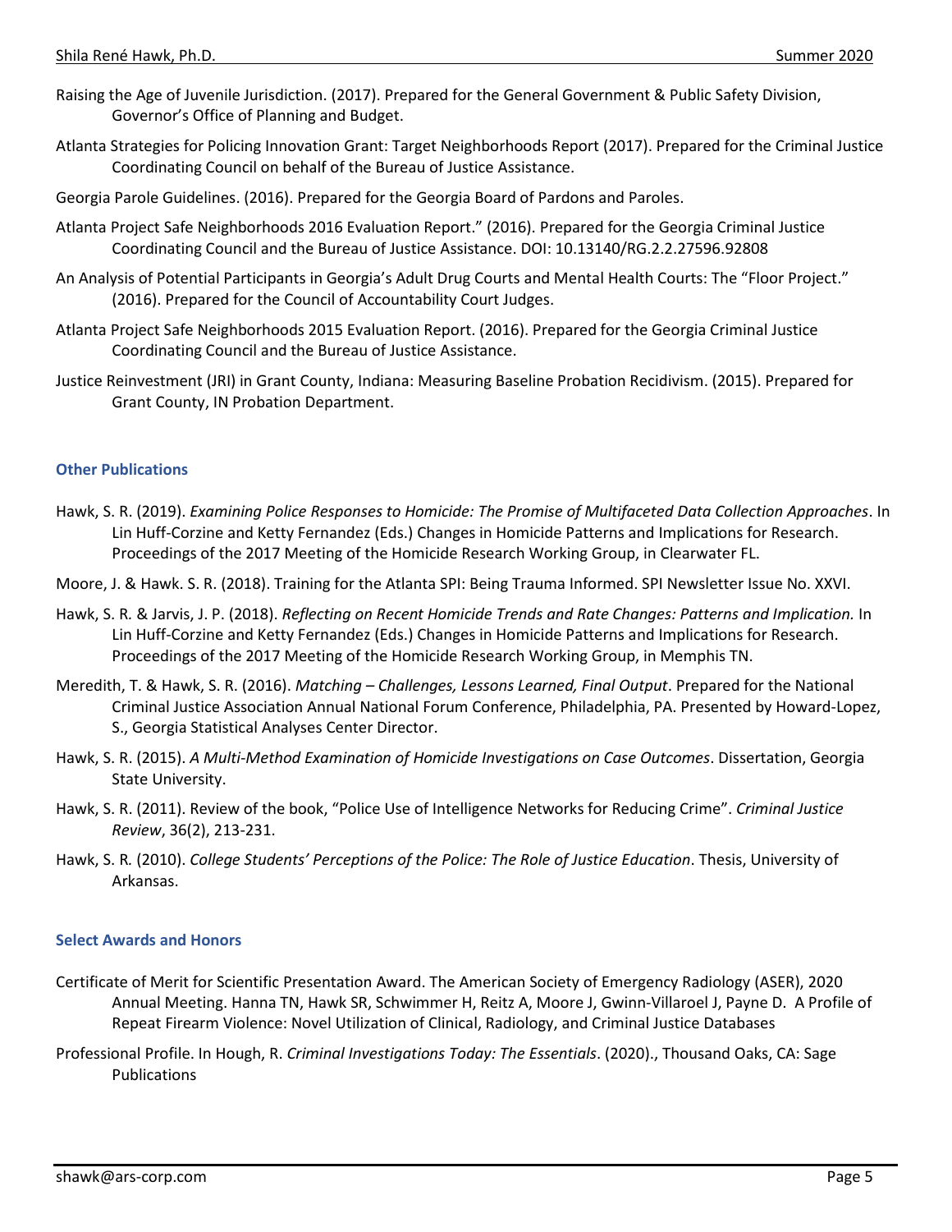Raising the Age of Juvenile Jurisdiction. (2017). Prepared for the General Government & Public Safety Division, Governor's Office of Planning and Budget.

Atlanta Strategies for Policing Innovation Grant: Target Neighborhoods Report (2017). Prepared for the Criminal Justice Coordinating Council on behalf of the Bureau of Justice Assistance.

Georgia Parole Guidelines. (2016). Prepared for the Georgia Board of Pardons and Paroles.

Atlanta Project Safe Neighborhoods 2016 Evaluation Report." (2016). Prepared for the Georgia Criminal Justice Coordinating Council and the Bureau of Justice Assistance. DOI: 10.13140/RG.2.2.27596.92808

An Analysis of Potential Participants in Georgia's Adult Drug Courts and Mental Health Courts: The "Floor Project." (2016). Prepared for the Council of Accountability Court Judges.

Atlanta Project Safe Neighborhoods 2015 Evaluation Report. (2016). Prepared for the Georgia Criminal Justice Coordinating Council and the Bureau of Justice Assistance.

Justice Reinvestment (JRI) in Grant County, Indiana: Measuring Baseline Probation Recidivism. (2015). Prepared for Grant County, IN Probation Department.

### Other Publications

Hawk, S. R. (2019). *Examining Police Responses to Homicide: The Promise of Multifaceted Data Collection Approaches*. In Lin Huff-Corzine and Ketty Fernandez (Eds.) Changes in Homicide Patterns and Implications for Research. Proceedings of the 2017 Meeting of the Homicide Research Working Group, in Clearwater FL.

Moore, J. & Hawk. S. R. (2018). Training for the Atlanta SPI: Being Trauma Informed. SPI Newsletter Issue No. XXVI.

Hawk, S. R. & Jarvis, J. P. (2018). *Reflecting on Recent Homicide Trends and Rate Changes: Patterns and Implication.* In Lin Huff-Corzine and Ketty Fernandez (Eds.) Changes in Homicide Patterns and Implications for Research. Proceedings of the 2017 Meeting of the Homicide Research Working Group, in Memphis TN.

Meredith, T. & Hawk, S. R. (2016). *Matching – Challenges, Lessons Learned, Final Output*. Prepared for the National Criminal Justice Association Annual National Forum Conference, Philadelphia, PA. Presented by Howard-Lopez, S., Georgia Statistical Analyses Center Director.

Hawk, S. R. (2015). *A Multi-Method Examination of Homicide Investigations on Case Outcomes*. Dissertation, Georgia State University.

Hawk, S. R. (2011). Review of the book, "Police Use of Intelligence Networks for Reducing Crime". *Criminal Justice Review*, 36(2), 213-231.

Hawk, S. R. (2010). *College Students' Perceptions of the Police: The Role of Justice Education*. Thesis, University of Arkansas.

### Select Awards and Honors

Certificate of Merit for Scientific Presentation Award. The American Society of Emergency Radiology (ASER), 2020 Annual Meeting. Hanna TN, Hawk SR, Schwimmer H, Reitz A, Moore J, Gwinn-Villaroel J, Payne D. A Profile of Repeat Firearm Violence: Novel Utilization of Clinical, Radiology, and Criminal Justice Databases

Professional Profile. In Hough, R. *Criminal Investigations Today: The Essentials*. (2020)., Thousand Oaks, CA: Sage Publications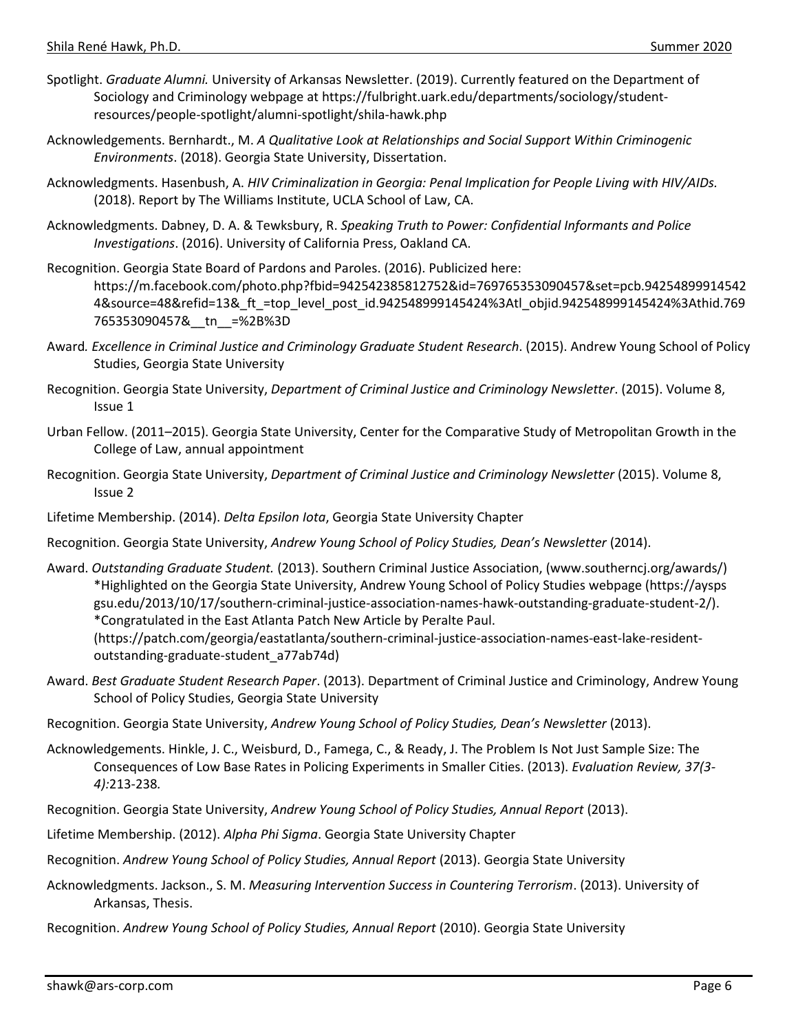Spotlight. *Graduate Alumni.* University of Arkansas Newsletter. (2019). Currently featured on the Department of Sociology and Criminology webpage at https://fulbright.uark.edu/departments/sociology/student-resources/people-spotlight/alumni-spotlight/shila-hawk.php

Acknowledgements. Bernhardt., M. *A Qualitative Look at Relationships and Social Support Within Criminogenic Environments*. (2018). Georgia State University, Dissertation.

Acknowledgments. Hasenbush, A. *HIV Criminalization in Georgia: Penal Implication for People Living with HIV/AIDs.* (2018). Report by The Williams Institute, UCLA School of Law, CA.

Acknowledgments. Dabney, D. A. & Tewksbury, R. *Speaking Truth to Power: Confidential Informants and Police Investigations*. (2016). University of California Press, Oakland CA.

Recognition. Georgia State Board of Pardons and Paroles. (2016). Publicized here: https://m.facebook.com/photo.php?fbid=942542385812752&id=769765353090457&set=pcb.942548999145424&source=48&refid=13&_ft_=top_level_post_id.942548999145424%3Atl_objid.942548999145424%3Athid.769765353090457&__tn__=%2B%3D

Award*. Excellence in Criminal Justice and Criminology Graduate Student Research*. (2015). Andrew Young School of Policy Studies, Georgia State University

Recognition. Georgia State University, *Department of Criminal Justice and Criminology Newsletter*. (2015). Volume 8, Issue 1

Urban Fellow. (2011–2015). Georgia State University, Center for the Comparative Study of Metropolitan Growth in the College of Law, annual appointment

Recognition. Georgia State University, *Department of Criminal Justice and Criminology Newsletter* (2015). Volume 8, Issue 2

Lifetime Membership. (2014). *Delta Epsilon Iota*, Georgia State University Chapter

Recognition. Georgia State University, *Andrew Young School of Policy Studies, Dean's Newsletter* (2014).

Award. *Outstanding Graduate Student.* (2013). Southern Criminal Justice Association, (www.southerncj.org/awards/) *Highlighted on the Georgia State University, Andrew Young School of Policy Studies webpage (https://aysps gsu.edu/2013/10/17/southern-criminal-justice-association-names-hawk-outstanding-graduate-student-2/). *Congratulated in the East Atlanta Patch New Article by Peralte Paul. (https://patch.com/georgia/eastatlanta/southern-criminal-justice-association-names-east-lake-resident-outstanding-graduate-student_a77ab74d)

Award. *Best Graduate Student Research Paper*. (2013). Department of Criminal Justice and Criminology, Andrew Young School of Policy Studies, Georgia State University

Recognition. Georgia State University, *Andrew Young School of Policy Studies, Dean's Newsletter* (2013).

Acknowledgements. Hinkle, J. C., Weisburd, D., Famega, C., & Ready, J. The Problem Is Not Just Sample Size: The Consequences of Low Base Rates in Policing Experiments in Smaller Cities. (2013). *Evaluation Review, 37(3-4):*213-238.

Recognition. Georgia State University, *Andrew Young School of Policy Studies, Annual Report* (2013).

Lifetime Membership. (2012). *Alpha Phi Sigma*. Georgia State University Chapter

Recognition. *Andrew Young School of Policy Studies, Annual Report* (2013). Georgia State University

Acknowledgments. Jackson., S. M. *Measuring Intervention Success in Countering Terrorism*. (2013). University of Arkansas, Thesis.

Recognition. *Andrew Young School of Policy Studies, Annual Report* (2010). Georgia State University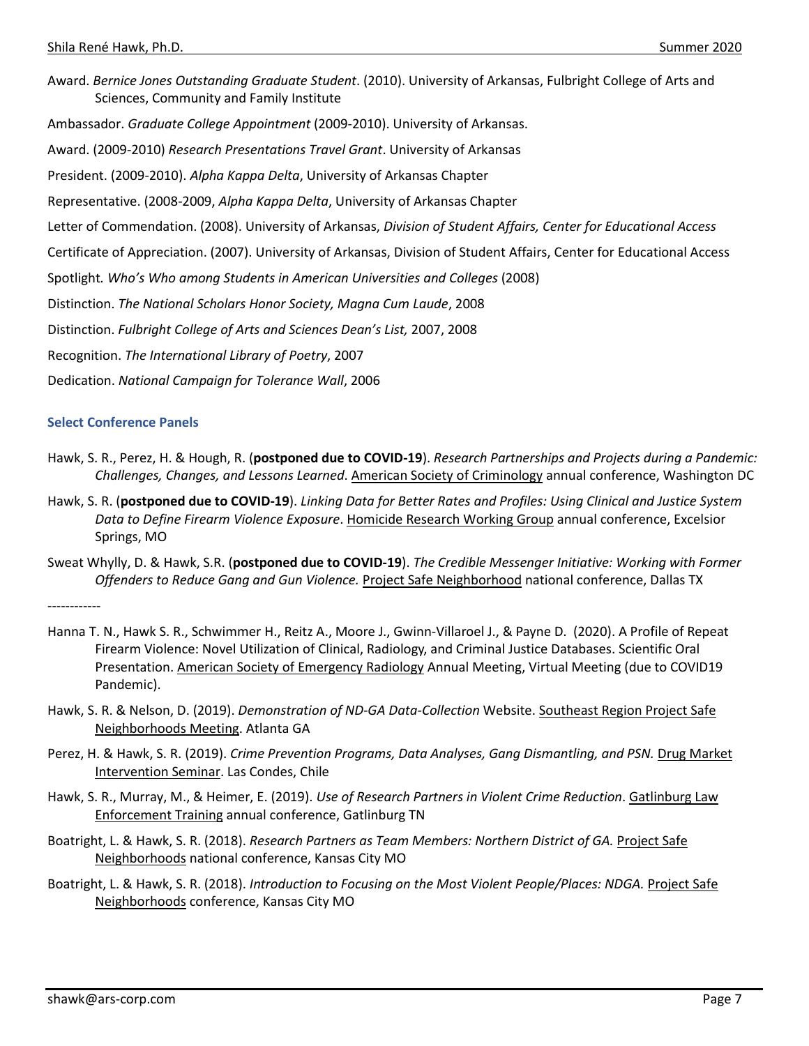Award. *Bernice Jones Outstanding Graduate Student*. (2010). University of Arkansas, Fulbright College of Arts and Sciences, Community and Family Institute

Ambassador. *Graduate College Appointment* (2009-2010). University of Arkansas.

Award. (2009-2010) *Research Presentations Travel Grant*. University of Arkansas

President. (2009-2010). *Alpha Kappa Delta*, University of Arkansas Chapter

Representative. (2008-2009, *Alpha Kappa Delta*, University of Arkansas Chapter

Letter of Commendation. (2008). University of Arkansas, *Division of Student Affairs, Center for Educational Access*

Certificate of Appreciation. (2007). University of Arkansas, Division of Student Affairs, Center for Educational Access

Spotlight. *Who's Who among Students in American Universities and Colleges* (2008)

Distinction. *The National Scholars Honor Society, Magna Cum Laude*, 2008

Distinction. *Fulbright College of Arts and Sciences Dean's List,* 2007, 2008

Recognition. *The International Library of Poetry*, 2007

Dedication. *National Campaign for Tolerance Wall*, 2006

### Select Conference Panels

Hawk, S. R., Perez, H. & Hough, R. (**postponed due to COVID-19**). *Research Partnerships and Projects during a Pandemic: Challenges, Changes, and Lessons Learned*. American Society of Criminology annual conference, Washington DC

Hawk, S. R. (**postponed due to COVID-19**). *Linking Data for Better Rates and Profiles: Using Clinical and Justice System Data to Define Firearm Violence Exposure*. Homicide Research Working Group annual conference, Excelsior Springs, MO

Sweat Whylly, D. & Hawk, S.R. (**postponed due to COVID-19**). *The Credible Messenger Initiative: Working with Former Offenders to Reduce Gang and Gun Violence.* Project Safe Neighborhood national conference, Dallas TX

------------

Hanna T. N., Hawk S. R., Schwimmer H., Reitz A., Moore J., Gwinn-Villaroel J., & Payne D. (2020). A Profile of Repeat Firearm Violence: Novel Utilization of Clinical, Radiology, and Criminal Justice Databases. Scientific Oral Presentation. American Society of Emergency Radiology Annual Meeting, Virtual Meeting (due to COVID19 Pandemic).

Hawk, S. R. & Nelson, D. (2019). *Demonstration of ND-GA Data-Collection* Website. Southeast Region Project Safe Neighborhoods Meeting. Atlanta GA

Perez, H. & Hawk, S. R. (2019). *Crime Prevention Programs, Data Analyses, Gang Dismantling, and PSN.* Drug Market Intervention Seminar. Las Condes, Chile

Hawk, S. R., Murray, M., & Heimer, E. (2019). *Use of Research Partners in Violent Crime Reduction*. Gatlinburg Law Enforcement Training annual conference, Gatlinburg TN

Boatright, L. & Hawk, S. R. (2018). *Research Partners as Team Members: Northern District of GA.* Project Safe Neighborhoods national conference, Kansas City MO

Boatright, L. & Hawk, S. R. (2018). *Introduction to Focusing on the Most Violent People/Places: NDGA.* Project Safe Neighborhoods conference, Kansas City MO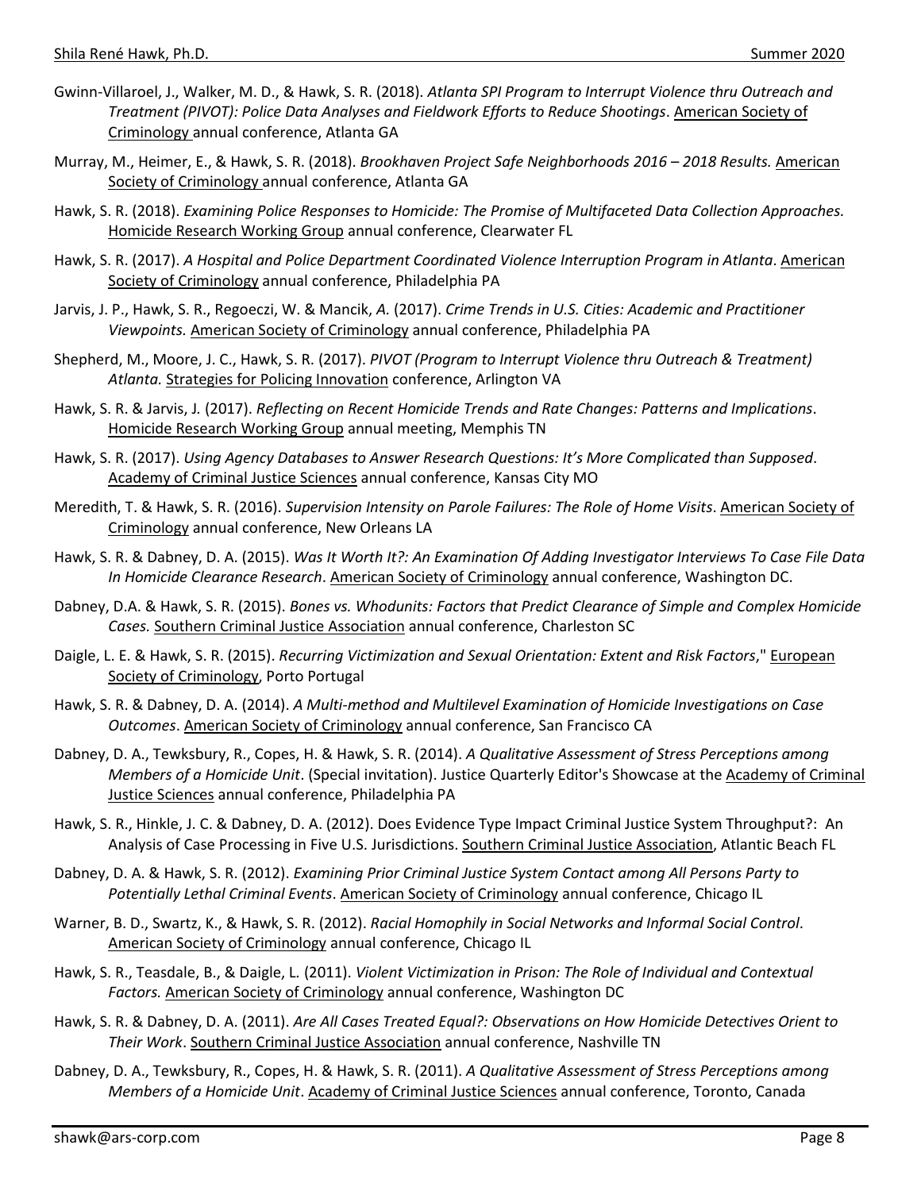Gwinn-Villaroel, J., Walker, M. D., & Hawk, S. R. (2018). *Atlanta SPI Program to Interrupt Violence thru Outreach and Treatment (PIVOT): Police Data Analyses and Fieldwork Efforts to Reduce Shootings*. American Society of Criminology annual conference, Atlanta GA

Murray, M., Heimer, E., & Hawk, S. R. (2018). *Brookhaven Project Safe Neighborhoods 2016 – 2018 Results.* American Society of Criminology annual conference, Atlanta GA

Hawk, S. R. (2018). *Examining Police Responses to Homicide: The Promise of Multifaceted Data Collection Approaches.* Homicide Research Working Group annual conference, Clearwater FL

Hawk, S. R. (2017). *A Hospital and Police Department Coordinated Violence Interruption Program in Atlanta*. American Society of Criminology annual conference, Philadelphia PA

Jarvis, J. P., Hawk, S. R., Regoeczi, W. & Mancik, *A.* (2017). *Crime Trends in U.S. Cities: Academic and Practitioner Viewpoints.* American Society of Criminology annual conference, Philadelphia PA

Shepherd, M., Moore, J. C., Hawk, S. R. (2017). *PIVOT (Program to Interrupt Violence thru Outreach & Treatment) Atlanta.* Strategies for Policing Innovation conference, Arlington VA

Hawk, S. R. & Jarvis, J*.* (2017). *Reflecting on Recent Homicide Trends and Rate Changes: Patterns and Implications*. Homicide Research Working Group annual meeting, Memphis TN

Hawk, S. R. (2017). *Using Agency Databases to Answer Research Questions: It's More Complicated than Supposed*. Academy of Criminal Justice Sciences annual conference, Kansas City MO

Meredith, T. & Hawk, S. R. (2016). *Supervision Intensity on Parole Failures: The Role of Home Visits*. American Society of Criminology annual conference, New Orleans LA

Hawk, S. R. & Dabney, D. A. (2015). *Was It Worth It?: An Examination Of Adding Investigator Interviews To Case File Data In Homicide Clearance Research*. American Society of Criminology annual conference, Washington DC.

Dabney, D.A. & Hawk, S. R. (2015). *Bones vs. Whodunits: Factors that Predict Clearance of Simple and Complex Homicide Cases.* Southern Criminal Justice Association annual conference, Charleston SC

Daigle, L. E. & Hawk, S. R. (2015). *Recurring Victimization and Sexual Orientation: Extent and Risk Factors*," European Society of Criminology, Porto Portugal

Hawk, S. R. & Dabney, D. A. (2014). *A Multi-method and Multilevel Examination of Homicide Investigations on Case Outcomes*. American Society of Criminology annual conference, San Francisco CA

Dabney, D. A., Tewksbury, R., Copes, H. & Hawk, S. R. (2014). *A Qualitative Assessment of Stress Perceptions among Members of a Homicide Unit*. (Special invitation). Justice Quarterly Editor's Showcase at the Academy of Criminal Justice Sciences annual conference, Philadelphia PA

Hawk, S. R., Hinkle, J. C. & Dabney, D. A. (2012). Does Evidence Type Impact Criminal Justice System Throughput?: An Analysis of Case Processing in Five U.S. Jurisdictions. Southern Criminal Justice Association, Atlantic Beach FL

Dabney, D. A. & Hawk, S. R. (2012). *Examining Prior Criminal Justice System Contact among All Persons Party to Potentially Lethal Criminal Events*. American Society of Criminology annual conference, Chicago IL

Warner, B. D., Swartz, K., & Hawk, S. R. (2012). *Racial Homophily in Social Networks and Informal Social Control*. American Society of Criminology annual conference, Chicago IL

Hawk, S. R., Teasdale, B., & Daigle, L. (2011). *Violent Victimization in Prison: The Role of Individual and Contextual Factors.* American Society of Criminology annual conference, Washington DC

Hawk, S. R. & Dabney, D. A. (2011). *Are All Cases Treated Equal?: Observations on How Homicide Detectives Orient to Their Work*. Southern Criminal Justice Association annual conference, Nashville TN

Dabney, D. A., Tewksbury, R., Copes, H. & Hawk, S. R. (2011). *A Qualitative Assessment of Stress Perceptions among Members of a Homicide Unit*. Academy of Criminal Justice Sciences annual conference, Toronto, Canada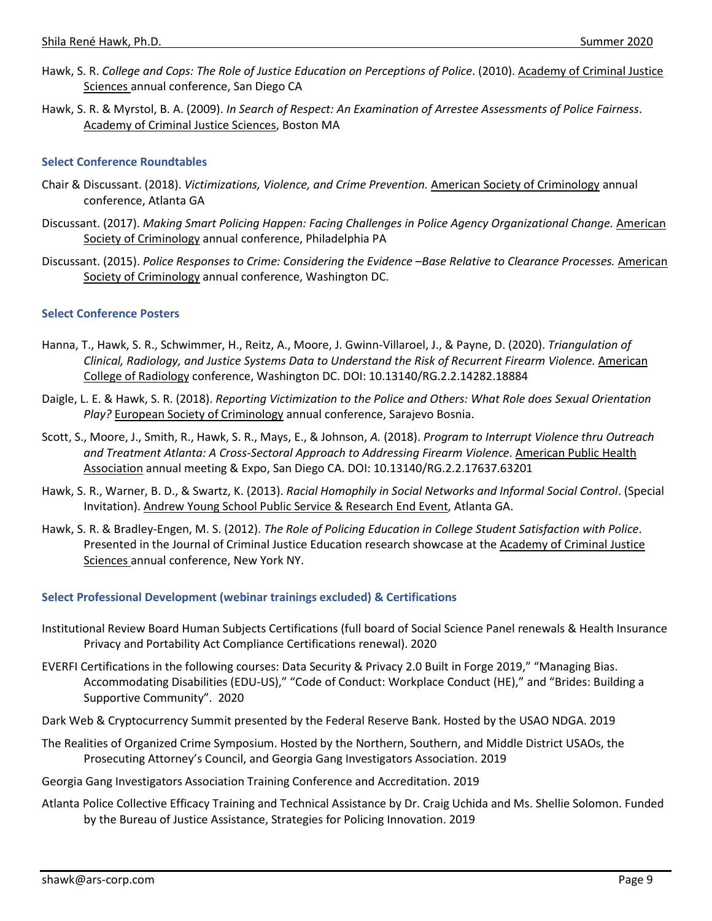Hawk, S. R. *College and Cops: The Role of Justice Education on Perceptions of Police*. (2010). Academy of Criminal Justice Sciences annual conference, San Diego CA

Hawk, S. R. & Myrstol, B. A. (2009). *In Search of Respect: An Examination of Arrestee Assessments of Police Fairness*. Academy of Criminal Justice Sciences, Boston MA

### Select Conference Roundtables

Chair & Discussant. (2018). *Victimizations, Violence, and Crime Prevention.* American Society of Criminology annual conference, Atlanta GA

Discussant. (2017). *Making Smart Policing Happen: Facing Challenges in Police Agency Organizational Change.* American Society of Criminology annual conference, Philadelphia PA

Discussant. (2015). *Police Responses to Crime: Considering the Evidence –Base Relative to Clearance Processes.* American Society of Criminology annual conference, Washington DC.

### Select Conference Posters

Hanna, T., Hawk, S. R., Schwimmer, H., Reitz, A., Moore, J. Gwinn-Villaroel, J., & Payne, D. (2020). *Triangulation of Clinical, Radiology, and Justice Systems Data to Understand the Risk of Recurrent Firearm Violence.* American College of Radiology conference, Washington DC. DOI: 10.13140/RG.2.2.14282.18884

Daigle, L. E. & Hawk, S. R. (2018). *Reporting Victimization to the Police and Others: What Role does Sexual Orientation Play?* European Society of Criminology annual conference, Sarajevo Bosnia.

Scott, S., Moore, J., Smith, R., Hawk, S. R., Mays, E., & Johnson, *A.* (2018). *Program to Interrupt Violence thru Outreach and Treatment Atlanta: A Cross-Sectoral Approach to Addressing Firearm Violence*. American Public Health Association annual meeting & Expo, San Diego CA. DOI: 10.13140/RG.2.2.17637.63201

Hawk, S. R., Warner, B. D., & Swartz, K. (2013). *Racial Homophily in Social Networks and Informal Social Control*. (Special Invitation). Andrew Young School Public Service & Research End Event, Atlanta GA.

Hawk, S. R. & Bradley-Engen, M. S. (2012). *The Role of Policing Education in College Student Satisfaction with Police*. Presented in the Journal of Criminal Justice Education research showcase at the Academy of Criminal Justice Sciences annual conference, New York NY.

### Select Professional Development (webinar trainings excluded) & Certifications

Institutional Review Board Human Subjects Certifications (full board of Social Science Panel renewals & Health Insurance Privacy and Portability Act Compliance Certifications renewal). 2020

EVERFI Certifications in the following courses: Data Security & Privacy 2.0 Built in Forge 2019," "Managing Bias. Accommodating Disabilities (EDU-US)," "Code of Conduct: Workplace Conduct (HE)," and "Brides: Building a Supportive Community". 2020

Dark Web & Cryptocurrency Summit presented by the Federal Reserve Bank. Hosted by the USAO NDGA. 2019

The Realities of Organized Crime Symposium. Hosted by the Northern, Southern, and Middle District USAOs, the Prosecuting Attorney's Council, and Georgia Gang Investigators Association. 2019

Georgia Gang Investigators Association Training Conference and Accreditation. 2019

Atlanta Police Collective Efficacy Training and Technical Assistance by Dr. Craig Uchida and Ms. Shellie Solomon. Funded by the Bureau of Justice Assistance, Strategies for Policing Innovation. 2019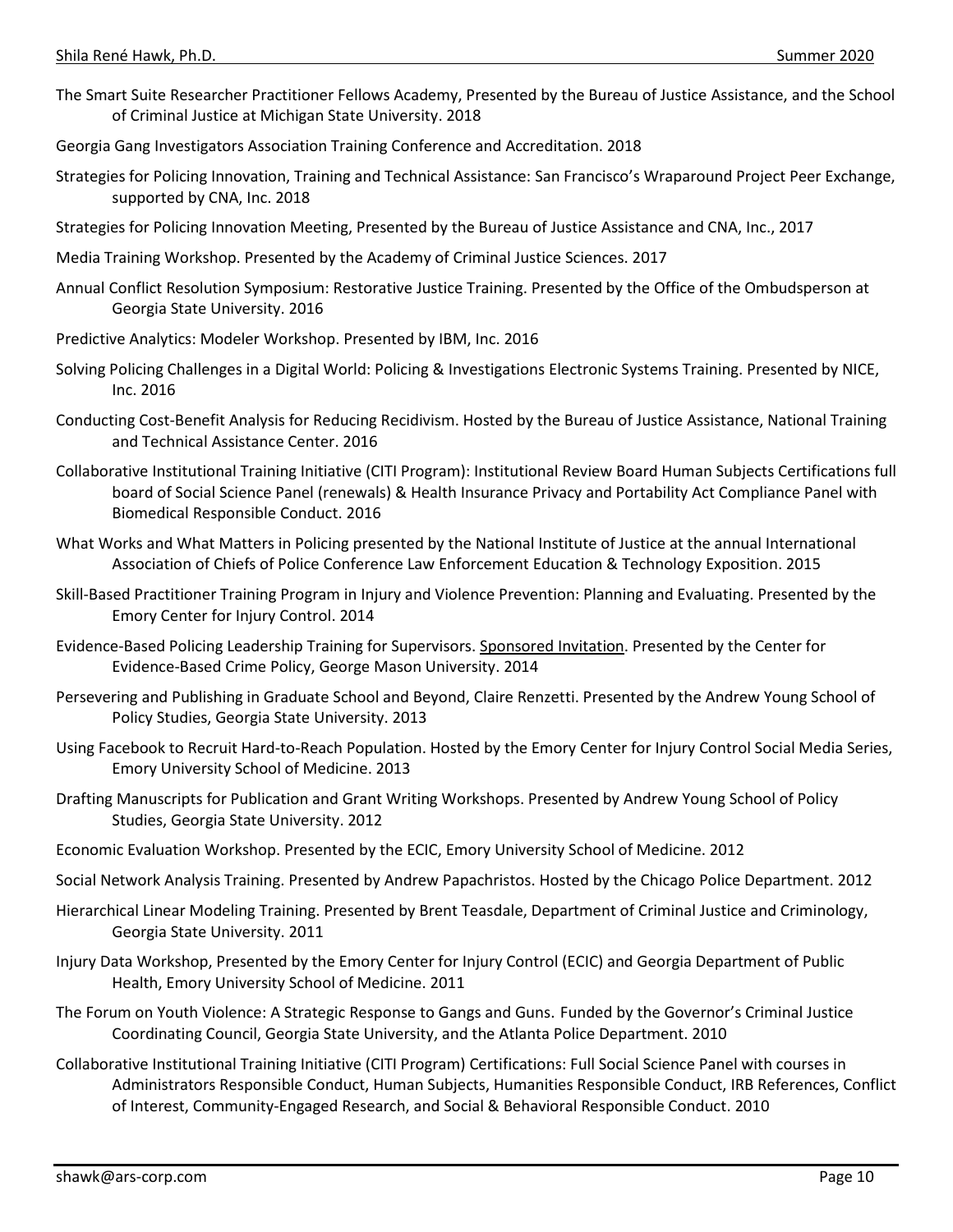The Smart Suite Researcher Practitioner Fellows Academy, Presented by the Bureau of Justice Assistance, and the School of Criminal Justice at Michigan State University. 2018

Georgia Gang Investigators Association Training Conference and Accreditation. 2018

Strategies for Policing Innovation, Training and Technical Assistance: San Francisco's Wraparound Project Peer Exchange, supported by CNA, Inc. 2018

Strategies for Policing Innovation Meeting, Presented by the Bureau of Justice Assistance and CNA, Inc., 2017

Media Training Workshop. Presented by the Academy of Criminal Justice Sciences. 2017

Annual Conflict Resolution Symposium: Restorative Justice Training. Presented by the Office of the Ombudsperson at Georgia State University. 2016

Predictive Analytics: Modeler Workshop. Presented by IBM, Inc. 2016

Solving Policing Challenges in a Digital World: Policing & Investigations Electronic Systems Training. Presented by NICE, Inc. 2016

Conducting Cost-Benefit Analysis for Reducing Recidivism. Hosted by the Bureau of Justice Assistance, National Training and Technical Assistance Center. 2016

Collaborative Institutional Training Initiative (CITI Program): Institutional Review Board Human Subjects Certifications full board of Social Science Panel (renewals) & Health Insurance Privacy and Portability Act Compliance Panel with Biomedical Responsible Conduct. 2016

What Works and What Matters in Policing presented by the National Institute of Justice at the annual International Association of Chiefs of Police Conference Law Enforcement Education & Technology Exposition. 2015

Skill-Based Practitioner Training Program in Injury and Violence Prevention: Planning and Evaluating. Presented by the Emory Center for Injury Control. 2014

Evidence-Based Policing Leadership Training for Supervisors. Sponsored Invitation. Presented by the Center for Evidence-Based Crime Policy, George Mason University. 2014

Persevering and Publishing in Graduate School and Beyond, Claire Renzetti. Presented by the Andrew Young School of Policy Studies, Georgia State University. 2013

Using Facebook to Recruit Hard-to-Reach Population. Hosted by the Emory Center for Injury Control Social Media Series, Emory University School of Medicine. 2013

Drafting Manuscripts for Publication and Grant Writing Workshops. Presented by Andrew Young School of Policy Studies, Georgia State University. 2012

Economic Evaluation Workshop. Presented by the ECIC, Emory University School of Medicine. 2012

Social Network Analysis Training. Presented by Andrew Papachristos. Hosted by the Chicago Police Department. 2012

Hierarchical Linear Modeling Training. Presented by Brent Teasdale, Department of Criminal Justice and Criminology, Georgia State University. 2011

Injury Data Workshop, Presented by the Emory Center for Injury Control (ECIC) and Georgia Department of Public Health, Emory University School of Medicine. 2011

The Forum on Youth Violence: A Strategic Response to Gangs and Guns. Funded by the Governor's Criminal Justice Coordinating Council, Georgia State University, and the Atlanta Police Department. 2010

Collaborative Institutional Training Initiative (CITI Program) Certifications: Full Social Science Panel with courses in Administrators Responsible Conduct, Human Subjects, Humanities Responsible Conduct, IRB References, Conflict of Interest, Community-Engaged Research, and Social & Behavioral Responsible Conduct. 2010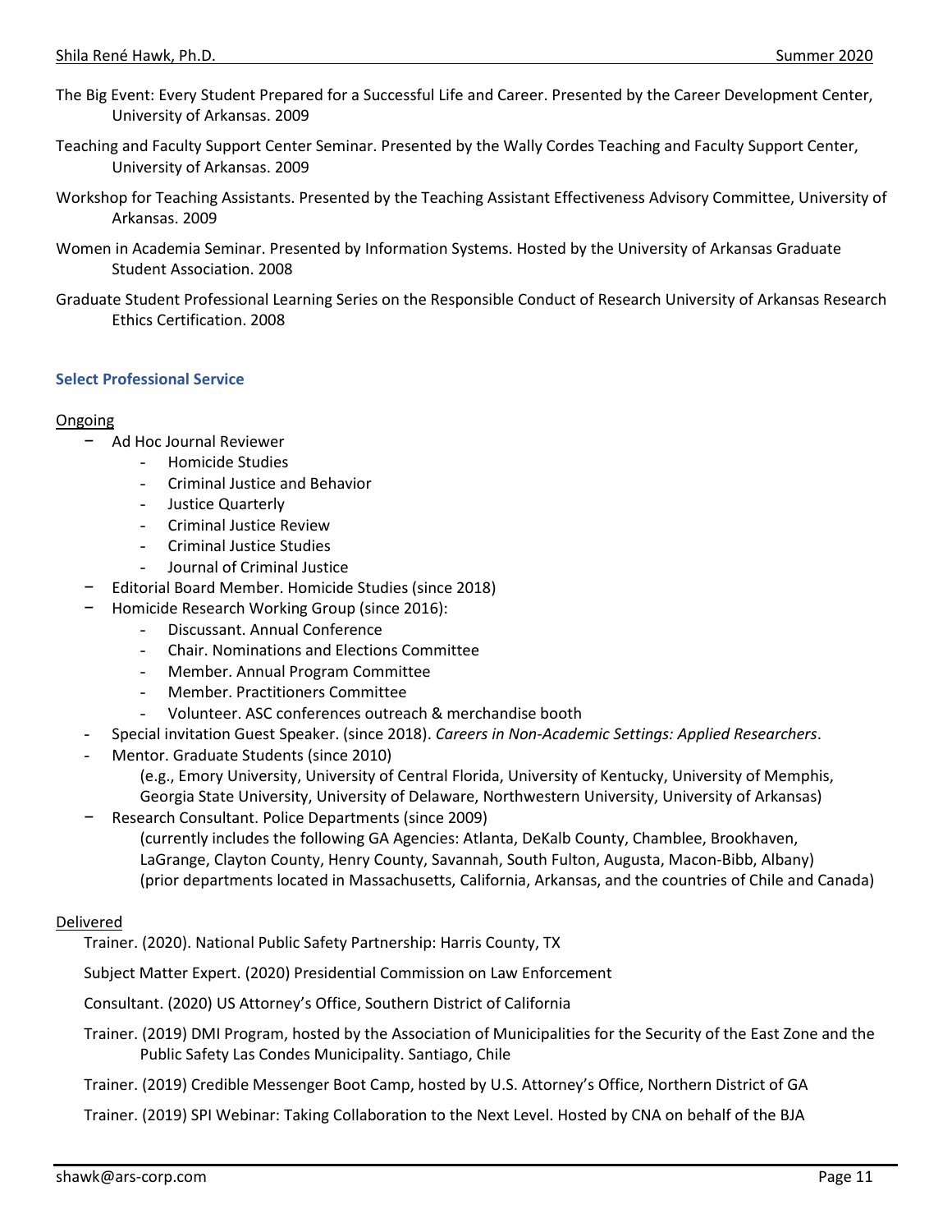The Big Event: Every Student Prepared for a Successful Life and Career. Presented by the Career Development Center, University of Arkansas. 2009

Teaching and Faculty Support Center Seminar. Presented by the Wally Cordes Teaching and Faculty Support Center, University of Arkansas. 2009

Workshop for Teaching Assistants. Presented by the Teaching Assistant Effectiveness Advisory Committee, University of Arkansas. 2009

Women in Academia Seminar. Presented by Information Systems. Hosted by the University of Arkansas Graduate Student Association. 2008

Graduate Student Professional Learning Series on the Responsible Conduct of Research University of Arkansas Research Ethics Certification. 2008

### Select Professional Service

Ongoing

- Ad Hoc Journal Reviewer
  - Homicide Studies
  - Criminal Justice and Behavior
  - Justice Quarterly
  - Criminal Justice Review
  - Criminal Justice Studies
  - Journal of Criminal Justice
- Editorial Board Member. Homicide Studies (since 2018)
- Homicide Research Working Group (since 2016):
  - Discussant. Annual Conference
  - Chair. Nominations and Elections Committee
  - Member. Annual Program Committee
  - Member. Practitioners Committee
  - Volunteer. ASC conferences outreach & merchandise booth
- Special invitation Guest Speaker. (since 2018). *Careers in Non-Academic Settings: Applied Researchers*.
- Mentor. Graduate Students (since 2010)
  (e.g., Emory University, University of Central Florida, University of Kentucky, University of Memphis, Georgia State University, University of Delaware, Northwestern University, University of Arkansas)
- Research Consultant. Police Departments (since 2009)
  (currently includes the following GA Agencies: Atlanta, DeKalb County, Chamblee, Brookhaven, LaGrange, Clayton County, Henry County, Savannah, South Fulton, Augusta, Macon-Bibb, Albany)
  (prior departments located in Massachusetts, California, Arkansas, and the countries of Chile and Canada)

Delivered

Trainer. (2020). National Public Safety Partnership: Harris County, TX

Subject Matter Expert. (2020) Presidential Commission on Law Enforcement

Consultant. (2020) US Attorney's Office, Southern District of California

Trainer. (2019) DMI Program, hosted by the Association of Municipalities for the Security of the East Zone and the Public Safety Las Condes Municipality. Santiago, Chile

Trainer. (2019) Credible Messenger Boot Camp, hosted by U.S. Attorney's Office, Northern District of GA

Trainer. (2019) SPI Webinar: Taking Collaboration to the Next Level. Hosted by CNA on behalf of the BJA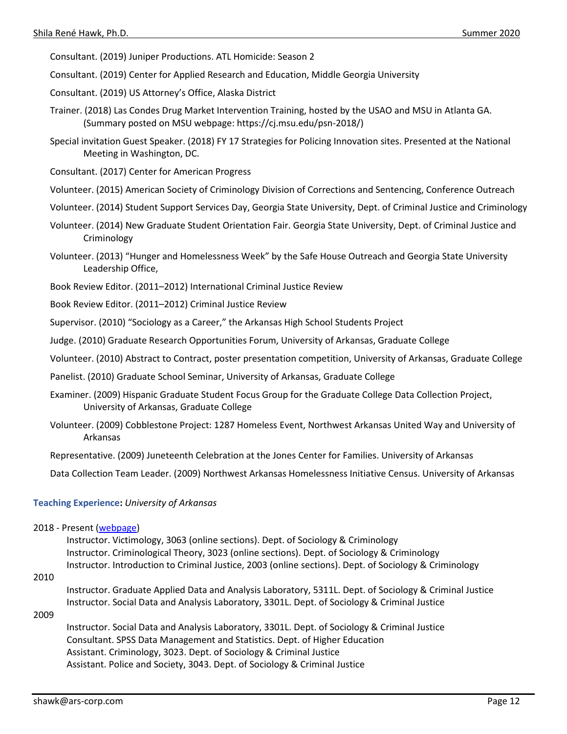Consultant. (2019) Juniper Productions. ATL Homicide: Season 2

Consultant. (2019) Center for Applied Research and Education, Middle Georgia University

Consultant. (2019) US Attorney's Office, Alaska District

Trainer. (2018) Las Condes Drug Market Intervention Training, hosted by the USAO and MSU in Atlanta GA. (Summary posted on MSU webpage: https://cj.msu.edu/psn-2018/)

Special invitation Guest Speaker. (2018) FY 17 Strategies for Policing Innovation sites. Presented at the National Meeting in Washington, DC.

Consultant. (2017) Center for American Progress

Volunteer. (2015) American Society of Criminology Division of Corrections and Sentencing, Conference Outreach

Volunteer. (2014) Student Support Services Day, Georgia State University, Dept. of Criminal Justice and Criminology

Volunteer. (2014) New Graduate Student Orientation Fair. Georgia State University, Dept. of Criminal Justice and Criminology

Volunteer. (2013) "Hunger and Homelessness Week" by the Safe House Outreach and Georgia State University Leadership Office,

Book Review Editor. (2011–2012) International Criminal Justice Review

Book Review Editor. (2011–2012) Criminal Justice Review

Supervisor. (2010) "Sociology as a Career," the Arkansas High School Students Project

Judge. (2010) Graduate Research Opportunities Forum, University of Arkansas, Graduate College

Volunteer. (2010) Abstract to Contract, poster presentation competition, University of Arkansas, Graduate College

Panelist. (2010) Graduate School Seminar, University of Arkansas, Graduate College

Examiner. (2009) Hispanic Graduate Student Focus Group for the Graduate College Data Collection Project, University of Arkansas, Graduate College

Volunteer. (2009) Cobblestone Project: 1287 Homeless Event, Northwest Arkansas United Way and University of Arkansas

Representative. (2009) Juneteenth Celebration at the Jones Center for Families. University of Arkansas

Data Collection Team Leader. (2009) Northwest Arkansas Homelessness Initiative Census. University of Arkansas

## Teaching Experience: *University of Arkansas*

2018 - Present (webpage)

- Instructor. Victimology, 3063 (online sections). Dept. of Sociology & Criminology
- Instructor. Criminological Theory, 3023 (online sections). Dept. of Sociology & Criminology
- Instructor. Introduction to Criminal Justice, 2003 (online sections). Dept. of Sociology & Criminology

2010

- Instructor. Graduate Applied Data and Analysis Laboratory, 5311L. Dept. of Sociology & Criminal Justice
- Instructor. Social Data and Analysis Laboratory, 3301L. Dept. of Sociology & Criminal Justice

2009

- Instructor. Social Data and Analysis Laboratory, 3301L. Dept. of Sociology & Criminal Justice
- Consultant. SPSS Data Management and Statistics. Dept. of Higher Education
- Assistant. Criminology, 3023. Dept. of Sociology & Criminal Justice
- Assistant. Police and Society, 3043. Dept. of Sociology & Criminal Justice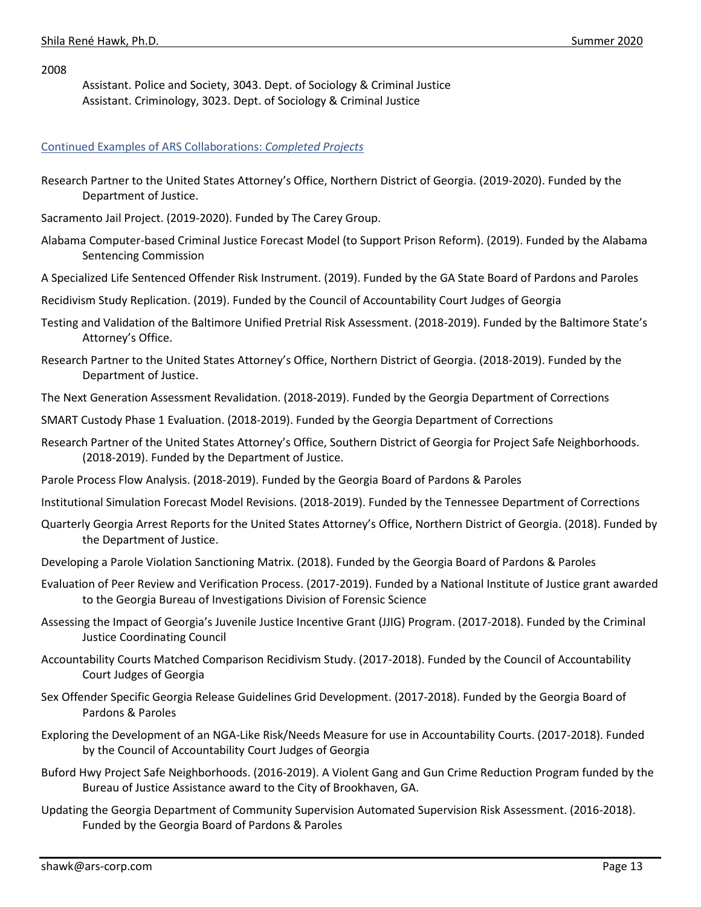2008

Assistant. Police and Society, 3043. Dept. of Sociology & Criminal Justice
Assistant. Criminology, 3023. Dept. of Sociology & Criminal Justice

## Continued Examples of ARS Collaborations: *Completed Projects*

Research Partner to the United States Attorney's Office, Northern District of Georgia. (2019-2020). Funded by the Department of Justice.

Sacramento Jail Project. (2019-2020). Funded by The Carey Group.

Alabama Computer-based Criminal Justice Forecast Model (to Support Prison Reform). (2019). Funded by the Alabama Sentencing Commission

A Specialized Life Sentenced Offender Risk Instrument. (2019). Funded by the GA State Board of Pardons and Paroles

Recidivism Study Replication. (2019). Funded by the Council of Accountability Court Judges of Georgia

Testing and Validation of the Baltimore Unified Pretrial Risk Assessment. (2018-2019). Funded by the Baltimore State's Attorney's Office.

Research Partner to the United States Attorney's Office, Northern District of Georgia. (2018-2019). Funded by the Department of Justice.

The Next Generation Assessment Revalidation. (2018-2019). Funded by the Georgia Department of Corrections

SMART Custody Phase 1 Evaluation. (2018-2019). Funded by the Georgia Department of Corrections

Research Partner of the United States Attorney's Office, Southern District of Georgia for Project Safe Neighborhoods. (2018-2019). Funded by the Department of Justice.

Parole Process Flow Analysis. (2018-2019). Funded by the Georgia Board of Pardons & Paroles

Institutional Simulation Forecast Model Revisions. (2018-2019). Funded by the Tennessee Department of Corrections

Quarterly Georgia Arrest Reports for the United States Attorney's Office, Northern District of Georgia. (2018). Funded by the Department of Justice.

Developing a Parole Violation Sanctioning Matrix. (2018). Funded by the Georgia Board of Pardons & Paroles

Evaluation of Peer Review and Verification Process. (2017-2019). Funded by a National Institute of Justice grant awarded to the Georgia Bureau of Investigations Division of Forensic Science

Assessing the Impact of Georgia's Juvenile Justice Incentive Grant (JJIG) Program. (2017-2018). Funded by the Criminal Justice Coordinating Council

Accountability Courts Matched Comparison Recidivism Study. (2017-2018). Funded by the Council of Accountability Court Judges of Georgia

Sex Offender Specific Georgia Release Guidelines Grid Development. (2017-2018). Funded by the Georgia Board of Pardons & Paroles

Exploring the Development of an NGA-Like Risk/Needs Measure for use in Accountability Courts. (2017-2018). Funded by the Council of Accountability Court Judges of Georgia

Buford Hwy Project Safe Neighborhoods. (2016-2019). A Violent Gang and Gun Crime Reduction Program funded by the Bureau of Justice Assistance award to the City of Brookhaven, GA.

Updating the Georgia Department of Community Supervision Automated Supervision Risk Assessment. (2016-2018). Funded by the Georgia Board of Pardons & Paroles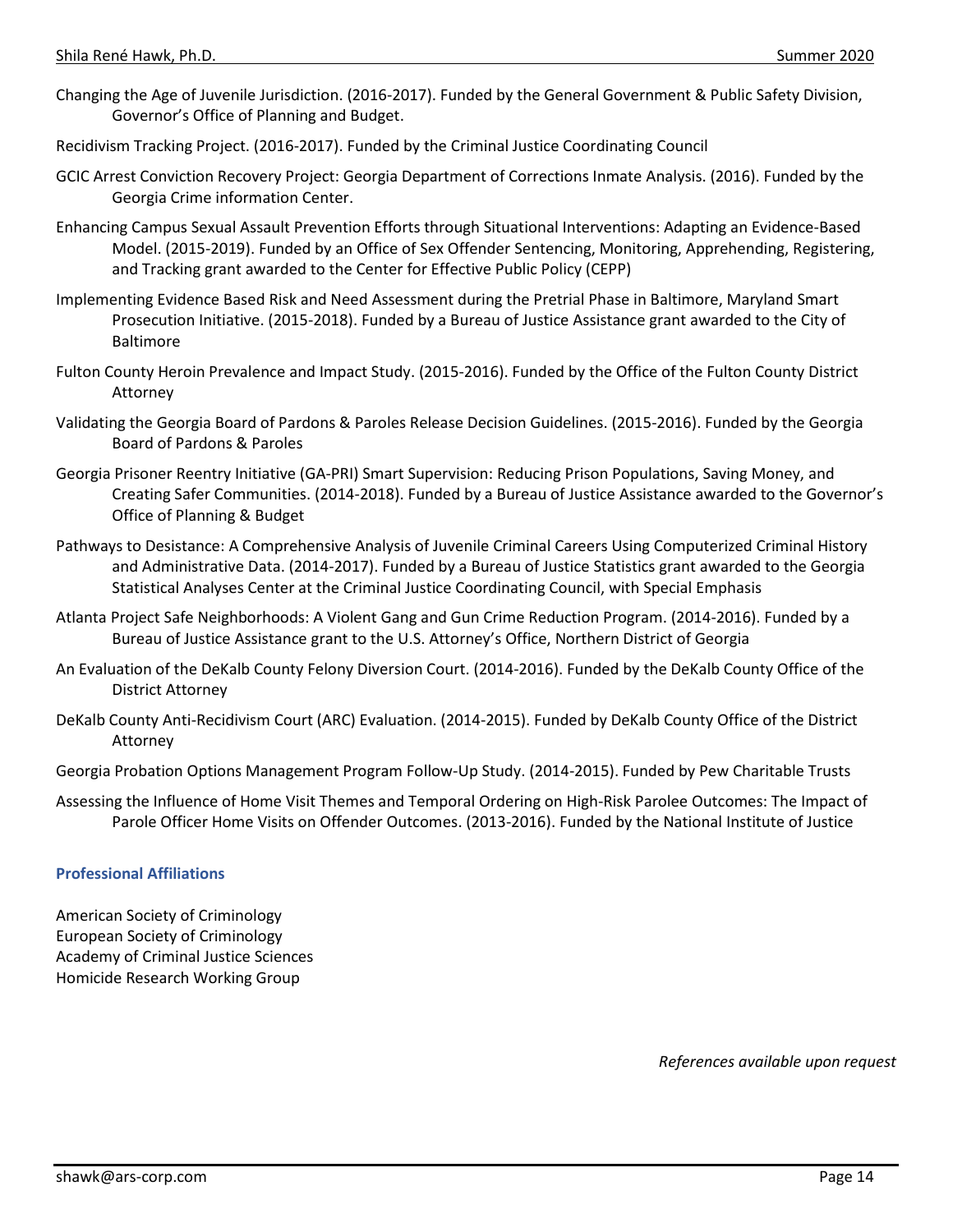Changing the Age of Juvenile Jurisdiction. (2016-2017). Funded by the General Government & Public Safety Division, Governor's Office of Planning and Budget.

Recidivism Tracking Project. (2016-2017). Funded by the Criminal Justice Coordinating Council

GCIC Arrest Conviction Recovery Project: Georgia Department of Corrections Inmate Analysis. (2016). Funded by the Georgia Crime information Center.

Enhancing Campus Sexual Assault Prevention Efforts through Situational Interventions: Adapting an Evidence-Based Model. (2015-2019). Funded by an Office of Sex Offender Sentencing, Monitoring, Apprehending, Registering, and Tracking grant awarded to the Center for Effective Public Policy (CEPP)

Implementing Evidence Based Risk and Need Assessment during the Pretrial Phase in Baltimore, Maryland Smart Prosecution Initiative. (2015-2018). Funded by a Bureau of Justice Assistance grant awarded to the City of Baltimore

Fulton County Heroin Prevalence and Impact Study. (2015-2016). Funded by the Office of the Fulton County District Attorney

Validating the Georgia Board of Pardons & Paroles Release Decision Guidelines. (2015-2016). Funded by the Georgia Board of Pardons & Paroles

Georgia Prisoner Reentry Initiative (GA-PRI) Smart Supervision: Reducing Prison Populations, Saving Money, and Creating Safer Communities. (2014-2018). Funded by a Bureau of Justice Assistance awarded to the Governor's Office of Planning & Budget

Pathways to Desistance: A Comprehensive Analysis of Juvenile Criminal Careers Using Computerized Criminal History and Administrative Data. (2014-2017). Funded by a Bureau of Justice Statistics grant awarded to the Georgia Statistical Analyses Center at the Criminal Justice Coordinating Council, with Special Emphasis

Atlanta Project Safe Neighborhoods: A Violent Gang and Gun Crime Reduction Program. (2014-2016). Funded by a Bureau of Justice Assistance grant to the U.S. Attorney's Office, Northern District of Georgia

An Evaluation of the DeKalb County Felony Diversion Court. (2014-2016). Funded by the DeKalb County Office of the District Attorney

DeKalb County Anti-Recidivism Court (ARC) Evaluation. (2014-2015). Funded by DeKalb County Office of the District Attorney

Georgia Probation Options Management Program Follow-Up Study. (2014-2015). Funded by Pew Charitable Trusts

Assessing the Influence of Home Visit Themes and Temporal Ordering on High-Risk Parolee Outcomes: The Impact of Parole Officer Home Visits on Offender Outcomes. (2013-2016). Funded by the National Institute of Justice

### Professional Affiliations

American Society of Criminology
European Society of Criminology
Academy of Criminal Justice Sciences
Homicide Research Working Group

*References available upon request*